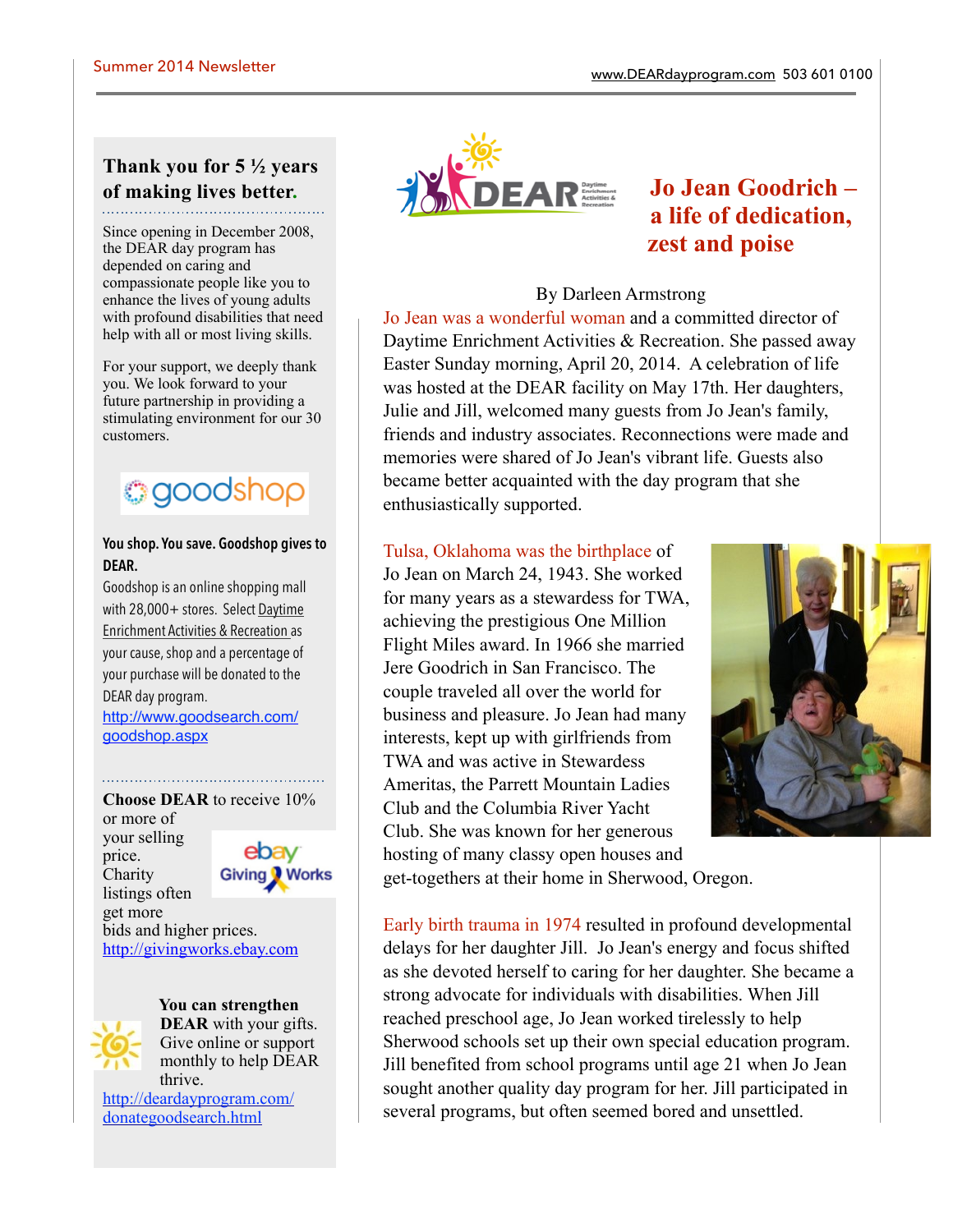# Jo Jean Goodrich – a life of dedication, zest and poise

By Darleen Armstrong

Jo Jean was a wonderful woman and a committed director of Daytime Enrichment Activities & Recreation. She passed away Easter Sunday morning, April 20, 2014. A celebration of life was hosted at the DEAR facility on May 17th. Her daughters, Julie and Jill, welcomed many guests from Jo Jean's family, friends and industry associates. Reconnections were made and memories were shared of Jo Jean's vibrant life. Guests also became better acquainted with the day program that she enthusiastically supported.

Tulsa, Oklahoma was the birthplace of Jo Jean on March 24, 1943. She worked for many years as a stewardess for TWA, achieving the prestigious One Million Flight Miles award. In 1966 she married Jere Goodrich in San Francisco. The couple traveled all over the world for business and pleasure. Jo Jean had many interests, kept up with girlfriends from TWA and was active in Stewardess Ameritas, the Parrett Mountain Ladies Club and the Columbia River Yacht Club. She was known for her generous hosting of many classy open houses and get-togethers at their home in Sherwood, Oregon.

Early birth trauma in 1974 resulted in profound developmental delays for her daughter Jill. Jo Jean's energy and focus shifted as she devoted herself to caring for her daughter. She became a strong advocate for individuals with disabilities. When Jill reached preschool age, Jo Jean worked tirelessly to help Sherwood schools set up their own special education program. Jill benefited from school programs until age 21 when Jo Jean sought another quality day program for her. Jill participated in several programs, but often seemed bored and unsettled.

## Thank you for 5 ½ years of making lives better.

Since opening in December 2008, the DEAR day program has depended on caring and compassionate people like you to enhance the lives of young adults with profound disabilities that need help with all or most living skills.

For your support, we deeply thank you. We look forward to your future partnership in providing a stimulating environment for our 30 customers.

goodshop

**You shop. You save. Goodshop gives to DEAR.**

Goodshop is an online shopping mall with 28,000+ stores. Select Daytime Enrichment Activities & Recreation as your cause, shop and a percentage of your purchase will be donated to the DEAR day program.
http://www.goodsearch.com/goodshop.aspx

**Choose DEAR** to receive 10% or more of your selling price. Charity listings often get more bids and higher prices.
http://givingworks.ebay.com

**You can strengthen DEAR** with your gifts. Give online or support monthly to help DEAR thrive.
http://deardayprogram.com/donategoodsearch.html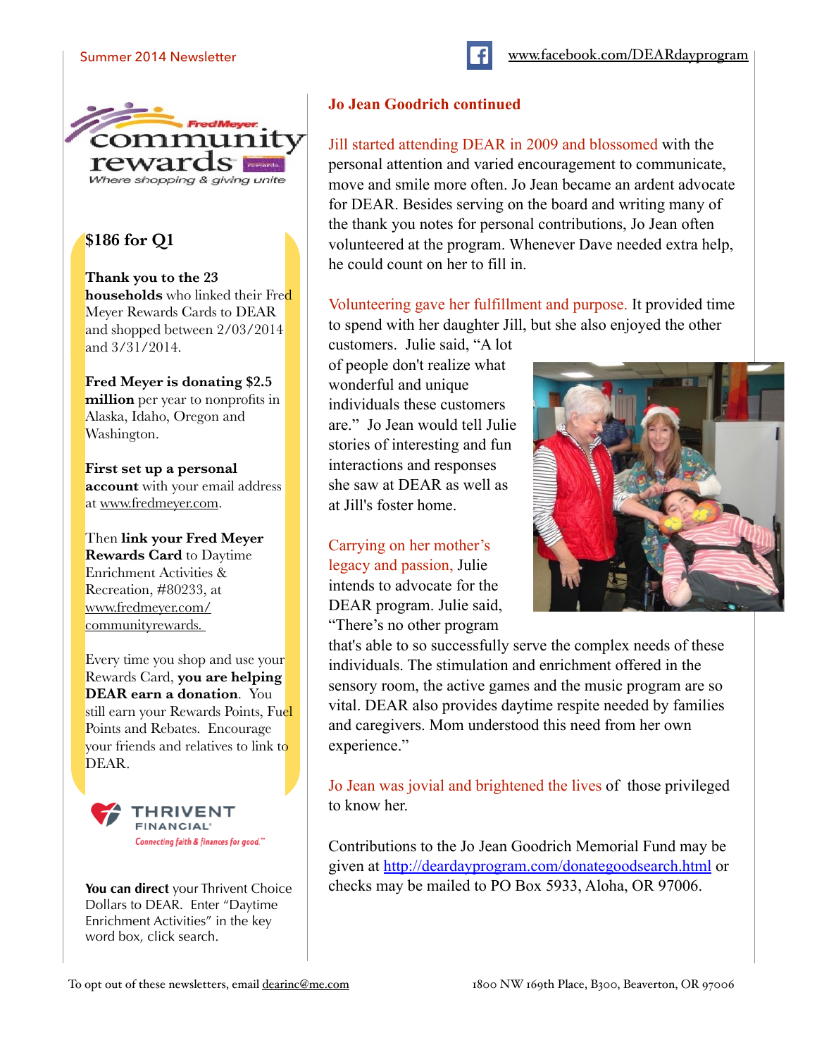Summer 2014 Newsletter

www.facebook.com/DEARdayprogram

FredMeyer community rewards
Where shopping & giving unite

**$186 for Q1**

**Thank you to the 23 households** who linked their Fred Meyer Rewards Cards to DEAR and shopped between 2/03/2014 and 3/31/2014.

**Fred Meyer is donating $2.5 million** per year to nonprofits in Alaska, Idaho, Oregon and Washington.

**First set up a personal account** with your email address at www.fredmeyer.com.

Then **link your Fred Meyer Rewards Card** to Daytime Enrichment Activities & Recreation, #80233, at www.fredmeyer.com/communityrewards.

Every time you shop and use your Rewards Card, **you are helping DEAR earn a donation**. You still earn your Rewards Points, Fuel Points and Rebates. Encourage your friends and relatives to link to DEAR.

THRIVENT FINANCIAL
Connecting faith & finances for good.

**You can direct** your Thrivent Choice Dollars to DEAR. Enter "Daytime Enrichment Activities" in the key word box, click search.

## Jo Jean Goodrich continued

Jill started attending DEAR in 2009 and blossomed with the personal attention and varied encouragement to communicate, move and smile more often. Jo Jean became an ardent advocate for DEAR. Besides serving on the board and writing many of the thank you notes for personal contributions, Jo Jean often volunteered at the program. Whenever Dave needed extra help, he could count on her to fill in.

Volunteering gave her fulfillment and purpose. It provided time to spend with her daughter Jill, but she also enjoyed the other customers. Julie said, "A lot of people don't realize what wonderful and unique individuals these customers are." Jo Jean would tell Julie stories of interesting and fun interactions and responses she saw at DEAR as well as at Jill's foster home.

Carrying on her mother's legacy and passion, Julie intends to advocate for the DEAR program. Julie said, "There's no other program that's able to so successfully serve the complex needs of these individuals. The stimulation and enrichment offered in the sensory room, the active games and the music program are so vital. DEAR also provides daytime respite needed by families and caregivers. Mom understood this need from her own experience."

Jo Jean was jovial and brightened the lives of those privileged to know her.

Contributions to the Jo Jean Goodrich Memorial Fund may be given at http://deardayprogram.com/donategoodsearch.html or checks may be mailed to PO Box 5933, Aloha, OR 97006.

To opt out of these newsletters, email dearinc@me.com

1800 NW 169th Place, B300, Beaverton, OR 97006